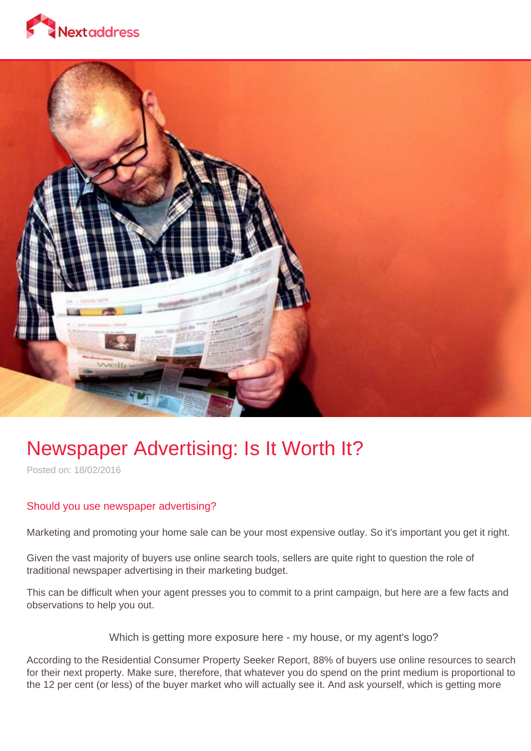# Newspaper Advertising: Is It Worth It?

Posted on: 18/02/2016

## Should you use newspaper advertising?

Marketing and promoting your home sale can be your most expensive outlay. So it's important you get it right.

Given the vast majority of buyers use online search tools, sellers are quite right to question the role of traditional newspaper advertising in their marketing budget.

This can be difficult when your agent presses you to commit to a print campaign, but here are a few facts and observations to help you out.

Which is getting more exposure here - my house, or my agent's logo?

According to the Residential Consumer Property Seeker Report, 88% of buyers use online resources to search for their next property. Make sure, therefore, that whatever you do spend on the print medium is proportional to the 12 per cent (or less) of the buyer market who will actually see it. And ask yourself, which is getting more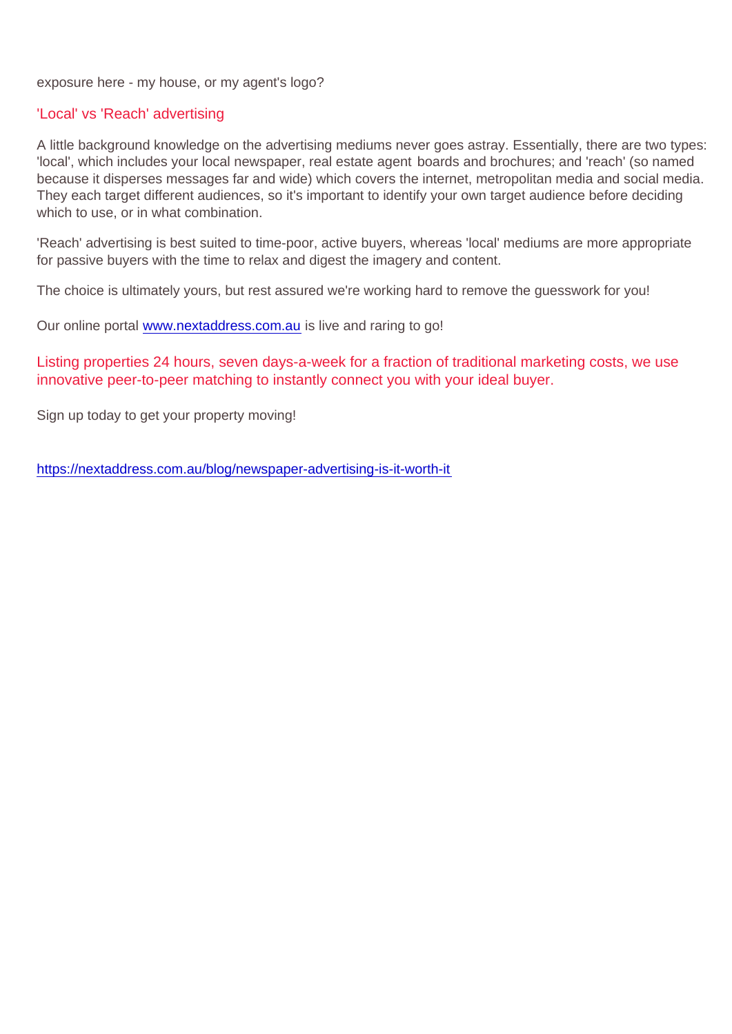exposure here - my house, or my agent's logo?

## 'Local' vs 'Reach' advertising

A little background knowledge on the advertising mediums never goes astray. Essentially, there are two types: 'local', which includes your local newspaper, real estate agent boards and brochures; and 'reach' (so named because it disperses messages far and wide) which covers the internet, metropolitan media and social media. They each target different audiences, so it's important to identify your own target audience before deciding which to use, or in what combination.

'Reach' advertising is best suited to time-poor, active buyers, whereas 'local' mediums are more appropriate for passive buyers with the time to relax and digest the imagery and content.

The choice is ultimately yours, but rest assured we're working hard to remove the guesswork for you!

Our online portal [www.nextaddress.com.au](http://www.nextaddress.com.au) is live and raring to go!

Listing properties 24 hours, seven days-a-week for a fraction of traditional marketing costs, we use innovative peer-to-peer matching to instantly connect you with your ideal buyer.

Sign up today to get your property moving!

https://nextaddress.com.au/blog/newspaper-advertising-is-it-worth-it